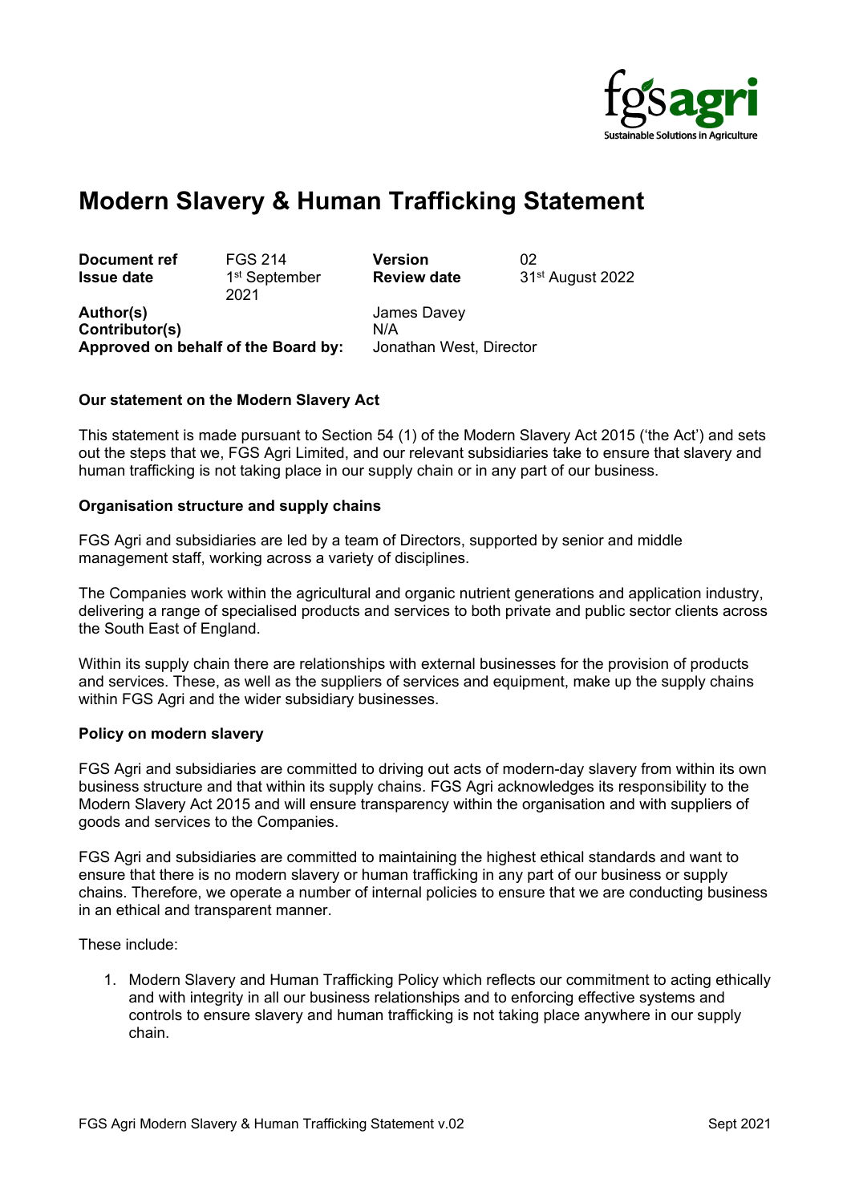# Modern Slavery & Human Trafficking Statement

| | | | |
|---|---|---|---|
| **Document ref** | FGS 214 | **Version** | 02 |
| **Issue date** | 1st September 2021 | **Review date** | 31st August 2022 |
| **Author(s)** | | James Davey | |
| **Contributor(s)** | | N/A | |
| **Approved on behalf of the Board by:** | | Jonathan West, Director | |

**Our statement on the Modern Slavery Act**

This statement is made pursuant to Section 54 (1) of the Modern Slavery Act 2015 ('the Act') and sets out the steps that we, FGS Agri Limited, and our relevant subsidiaries take to ensure that slavery and human trafficking is not taking place in our supply chain or in any part of our business.

**Organisation structure and supply chains**

FGS Agri and subsidiaries are led by a team of Directors, supported by senior and middle management staff, working across a variety of disciplines.

The Companies work within the agricultural and organic nutrient generations and application industry, delivering a range of specialised products and services to both private and public sector clients across the South East of England.

Within its supply chain there are relationships with external businesses for the provision of products and services. These, as well as the suppliers of services and equipment, make up the supply chains within FGS Agri and the wider subsidiary businesses.

**Policy on modern slavery**

FGS Agri and subsidiaries are committed to driving out acts of modern-day slavery from within its own business structure and that within its supply chains. FGS Agri acknowledges its responsibility to the Modern Slavery Act 2015 and will ensure transparency within the organisation and with suppliers of goods and services to the Companies.

FGS Agri and subsidiaries are committed to maintaining the highest ethical standards and want to ensure that there is no modern slavery or human trafficking in any part of our business or supply chains. Therefore, we operate a number of internal policies to ensure that we are conducting business in an ethical and transparent manner.

These include:

1. Modern Slavery and Human Trafficking Policy which reflects our commitment to acting ethically and with integrity in all our business relationships and to enforcing effective systems and controls to ensure slavery and human trafficking is not taking place anywhere in our supply chain.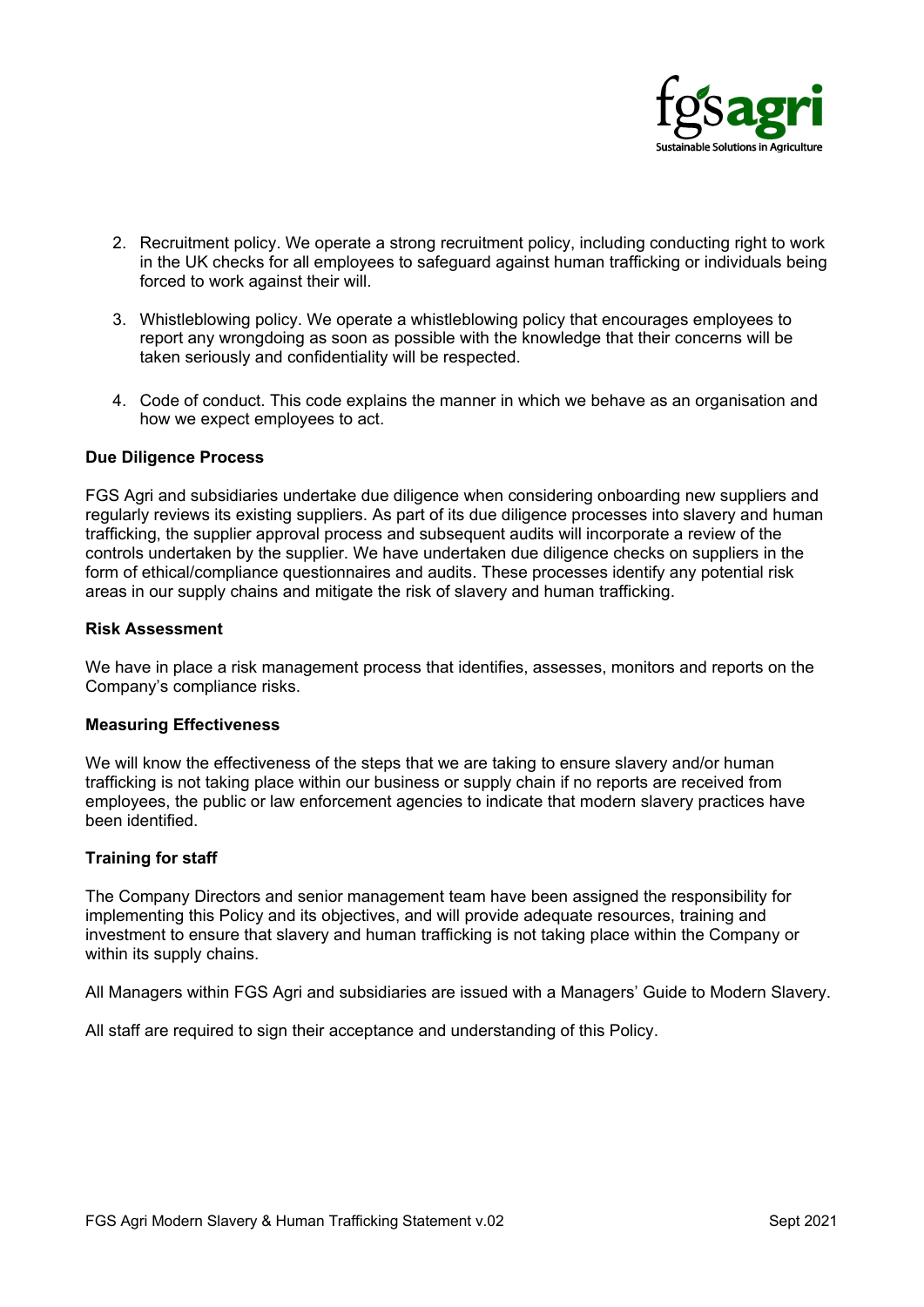2. Recruitment policy. We operate a strong recruitment policy, including conducting right to work in the UK checks for all employees to safeguard against human trafficking or individuals being forced to work against their will.

3. Whistleblowing policy. We operate a whistleblowing policy that encourages employees to report any wrongdoing as soon as possible with the knowledge that their concerns will be taken seriously and confidentiality will be respected.

4. Code of conduct. This code explains the manner in which we behave as an organisation and how we expect employees to act.

**Due Diligence Process**

FGS Agri and subsidiaries undertake due diligence when considering onboarding new suppliers and regularly reviews its existing suppliers. As part of its due diligence processes into slavery and human trafficking, the supplier approval process and subsequent audits will incorporate a review of the controls undertaken by the supplier. We have undertaken due diligence checks on suppliers in the form of ethical/compliance questionnaires and audits. These processes identify any potential risk areas in our supply chains and mitigate the risk of slavery and human trafficking.

**Risk Assessment**

We have in place a risk management process that identifies, assesses, monitors and reports on the Company's compliance risks.

**Measuring Effectiveness**

We will know the effectiveness of the steps that we are taking to ensure slavery and/or human trafficking is not taking place within our business or supply chain if no reports are received from employees, the public or law enforcement agencies to indicate that modern slavery practices have been identified.

**Training for staff**

The Company Directors and senior management team have been assigned the responsibility for implementing this Policy and its objectives, and will provide adequate resources, training and investment to ensure that slavery and human trafficking is not taking place within the Company or within its supply chains.

All Managers within FGS Agri and subsidiaries are issued with a Managers' Guide to Modern Slavery.

All staff are required to sign their acceptance and understanding of this Policy.